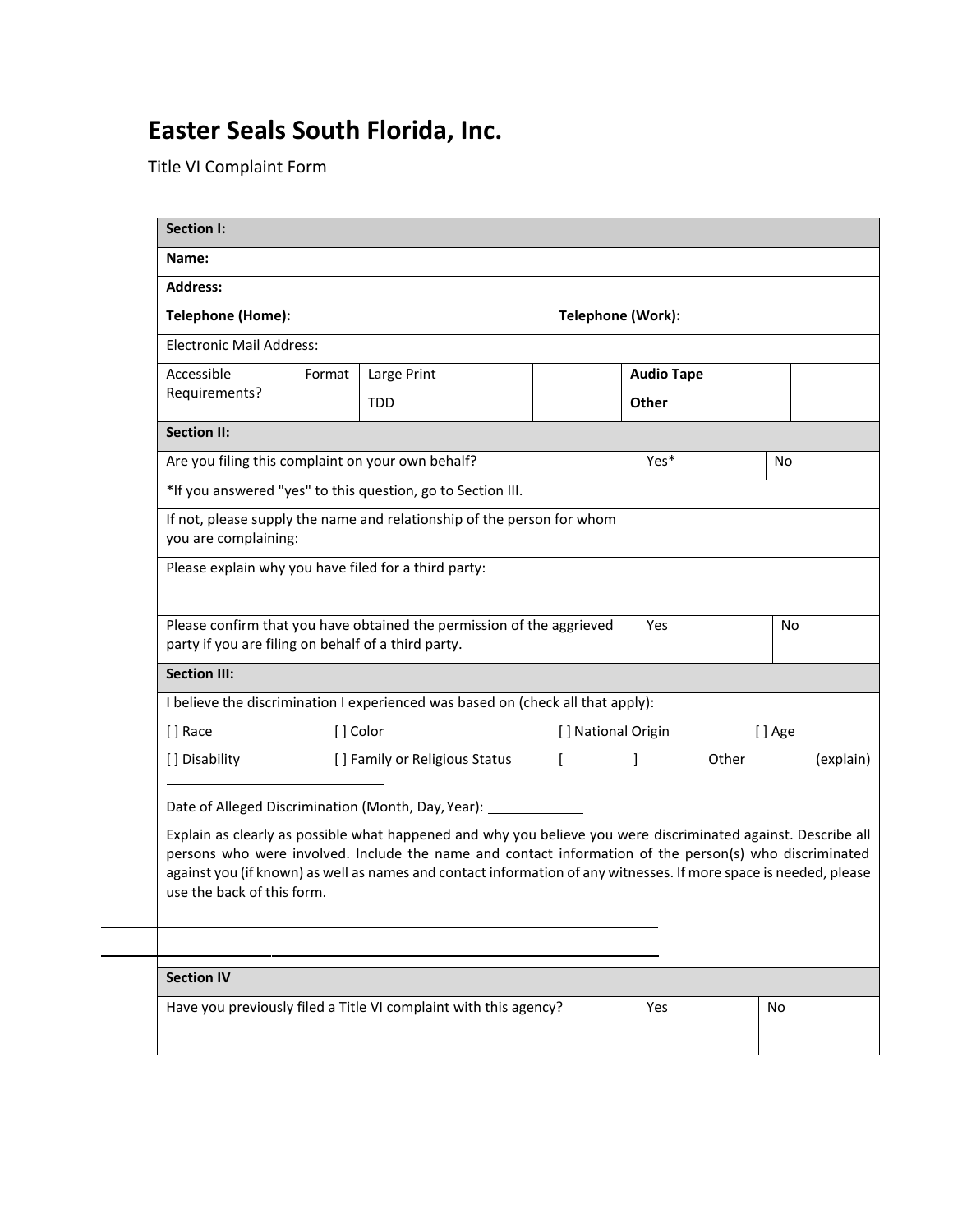# Easter Seals South Florida, Inc.

Title VI Complaint Form

| **Section I:** | | | | |
|---|---|---|---|---|
| **Name:** | | | | |
| **Address:** | | | | |
| **Telephone (Home):** | | | **Telephone (Work):** | |
| Electronic Mail Address: | | | | |
| Accessible Format Requirements? | Large Print | | **Audio Tape** | |
| | TDD | | **Other** | |

| **Section II:** | | |
|---|---|---|
| Are you filing this complaint on your own behalf? | Yes* | No |
| *If you answered "yes" to this question, go to Section III. | | |
| If not, please supply the name and relationship of the person for whom you are complaining: | | |
| Please explain why you have filed for a third party: | | |
| Please confirm that you have obtained the permission of the aggrieved party if you are filing on behalf of a third party. | Yes | No |

**Section III:**

I believe the discrimination I experienced was based on (check all that apply):

[ ] Race [ ] Color [ ] National Origin [ ] Age

[ ] Disability [ ] Family or Religious Status [ ] Other (explain) \_\_\_\_\_\_\_\_\_\_\_\_\_\_\_\_\_\_\_\_\_\_\_\_

Date of Alleged Discrimination (Month, Day, Year): \_\_\_\_\_\_\_\_\_\_\_\_

Explain as clearly as possible what happened and why you believe you were discriminated against. Describe all persons who were involved. Include the name and contact information of the person(s) who discriminated against you (if known) as well as names and contact information of any witnesses. If more space is needed, please use the back of this form.

\_\_\_\_\_\_\_\_\_\_\_\_\_\_\_\_\_\_\_\_\_\_\_\_\_\_\_\_\_\_\_\_\_\_\_\_\_\_\_\_\_\_\_\_\_\_\_\_\_\_\_\_\_\_\_\_\_\_\_\_

\_\_\_\_\_\_\_\_\_\_\_\_\_\_\_\_\_\_\_\_\_\_\_\_\_\_\_\_\_\_\_\_\_\_\_\_\_\_\_\_\_\_\_\_\_\_\_\_\_\_\_\_\_\_\_\_\_\_\_\_

| **Section IV** | | |
|---|---|---|
| Have you previously filed a Title VI complaint with this agency? | Yes | No |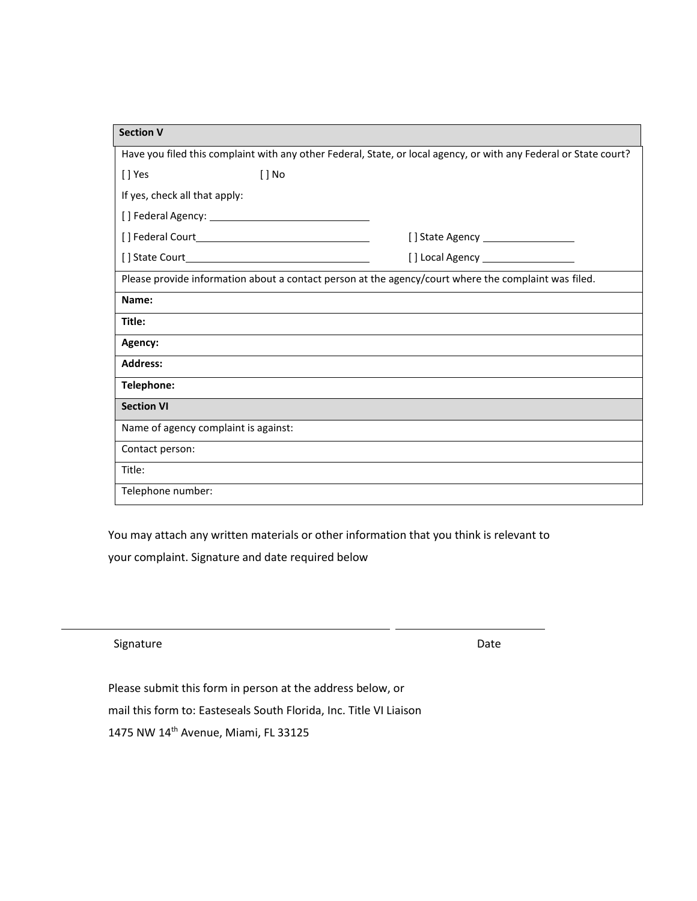| Section V | |
|---|---|
| Have you filed this complaint with any other Federal, State, or local agency, or with any Federal or State court? | |
| [ ] Yes | [ ] No |
| If yes, check all that apply: | |
| [ ] Federal Agency: ____________________ | |
| [ ] Federal Court____________________ | [ ] State Agency ____________ |
| [ ] State Court____________________ | [ ] Local Agency ____________ |
| Please provide information about a contact person at the agency/court where the complaint was filed. | |
| **Name:** | |
| **Title:** | |
| **Agency:** | |
| **Address:** | |
| **Telephone:** | |
| **Section VI** | |
| Name of agency complaint is against: | |
| Contact person: | |
| Title: | |
| Telephone number: | |

You may attach any written materials or other information that you think is relevant to your complaint. Signature and date required below

_______________________________________ ____________________

Signature Date

Please submit this form in person at the address below, or mail this form to: Easteseals South Florida, Inc. Title VI Liaison 1475 NW 14th Avenue, Miami, FL 33125